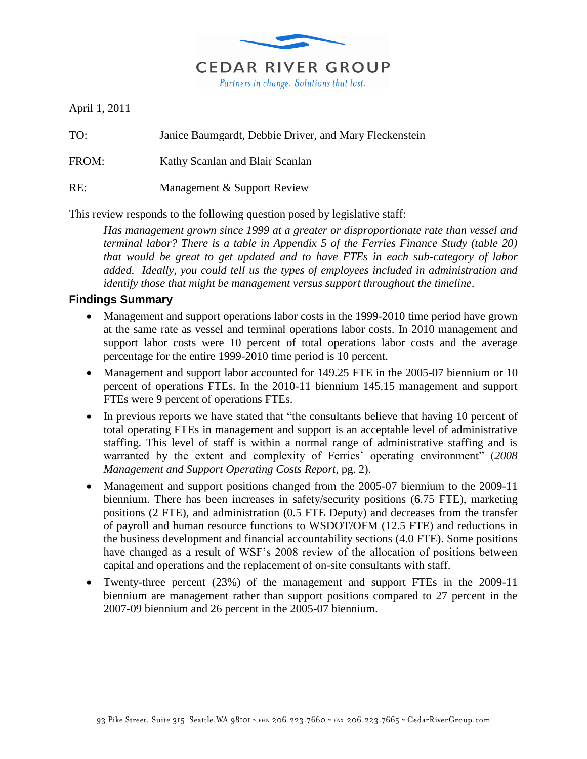CEDAR RIVER GROUP

*Partners in change. Solutions that last.*

April 1, 2011

TO: Janice Baumgardt, Debbie Driver, and Mary Fleckenstein

FROM: Kathy Scanlan and Blair Scanlan

RE: Management & Support Review

This review responds to the following question posed by legislative staff:

> *Has management grown since 1999 at a greater or disproportionate rate than vessel and terminal labor? There is a table in Appendix 5 of the Ferries Finance Study (table 20) that would be great to get updated and to have FTEs in each sub-category of labor added. Ideally, you could tell us the types of employees included in administration and identify those that might be management versus support throughout the timeline.*

## Findings Summary

- Management and support operations labor costs in the 1999-2010 time period have grown at the same rate as vessel and terminal operations labor costs. In 2010 management and support labor costs were 10 percent of total operations labor costs and the average percentage for the entire 1999-2010 time period is 10 percent.
- Management and support labor accounted for 149.25 FTE in the 2005-07 biennium or 10 percent of operations FTEs. In the 2010-11 biennium 145.15 management and support FTEs were 9 percent of operations FTEs.
- In previous reports we have stated that "the consultants believe that having 10 percent of total operating FTEs in management and support is an acceptable level of administrative staffing. This level of staff is within a normal range of administrative staffing and is warranted by the extent and complexity of Ferries' operating environment" (*2008 Management and Support Operating Costs Report*, pg. 2).
- Management and support positions changed from the 2005-07 biennium to the 2009-11 biennium. There has been increases in safety/security positions (6.75 FTE), marketing positions (2 FTE), and administration (0.5 FTE Deputy) and decreases from the transfer of payroll and human resource functions to WSDOT/OFM (12.5 FTE) and reductions in the business development and financial accountability sections (4.0 FTE). Some positions have changed as a result of WSF's 2008 review of the allocation of positions between capital and operations and the replacement of on-site consultants with staff.
- Twenty-three percent (23%) of the management and support FTEs in the 2009-11 biennium are management rather than support positions compared to 27 percent in the 2007-09 biennium and 26 percent in the 2005-07 biennium.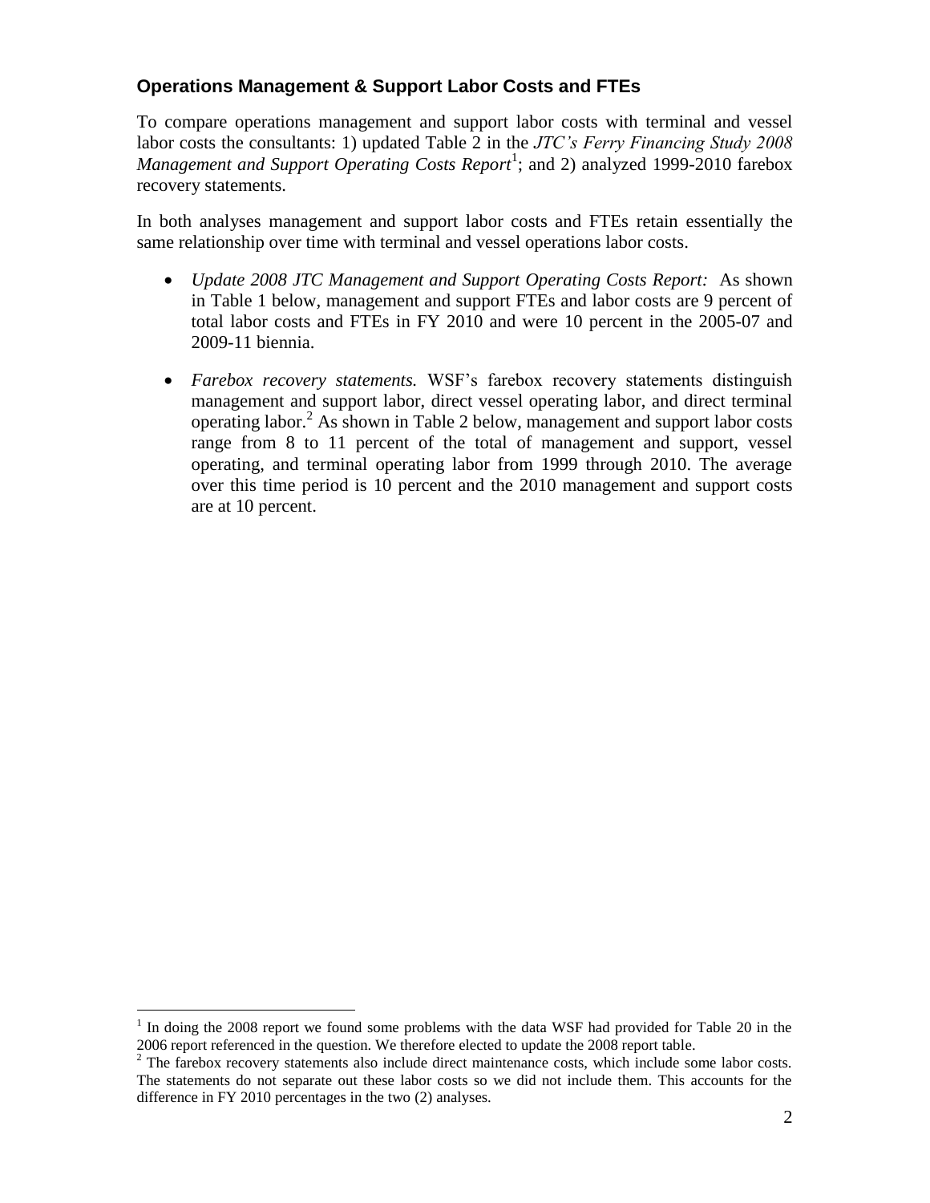### Operations Management & Support Labor Costs and FTEs

To compare operations management and support labor costs with terminal and vessel labor costs the consultants: 1) updated Table 2 in the *JTC's Ferry Financing Study 2008 Management and Support Operating Costs Report*[1]; and 2) analyzed 1999-2010 farebox recovery statements.

In both analyses management and support labor costs and FTEs retain essentially the same relationship over time with terminal and vessel operations labor costs.

- *Update 2008 JTC Management and Support Operating Costs Report:* As shown in Table 1 below, management and support FTEs and labor costs are 9 percent of total labor costs and FTEs in FY 2010 and were 10 percent in the 2005-07 and 2009-11 biennia.
- *Farebox recovery statements.* WSF's farebox recovery statements distinguish management and support labor, direct vessel operating labor, and direct terminal operating labor.[2] As shown in Table 2 below, management and support labor costs range from 8 to 11 percent of the total of management and support, vessel operating, and terminal operating labor from 1999 through 2010. The average over this time period is 10 percent and the 2010 management and support costs are at 10 percent.

---

[1] In doing the 2008 report we found some problems with the data WSF had provided for Table 20 in the 2006 report referenced in the question. We therefore elected to update the 2008 report table.

[2] The farebox recovery statements also include direct maintenance costs, which include some labor costs. The statements do not separate out these labor costs so we did not include them. This accounts for the difference in FY 2010 percentages in the two (2) analyses.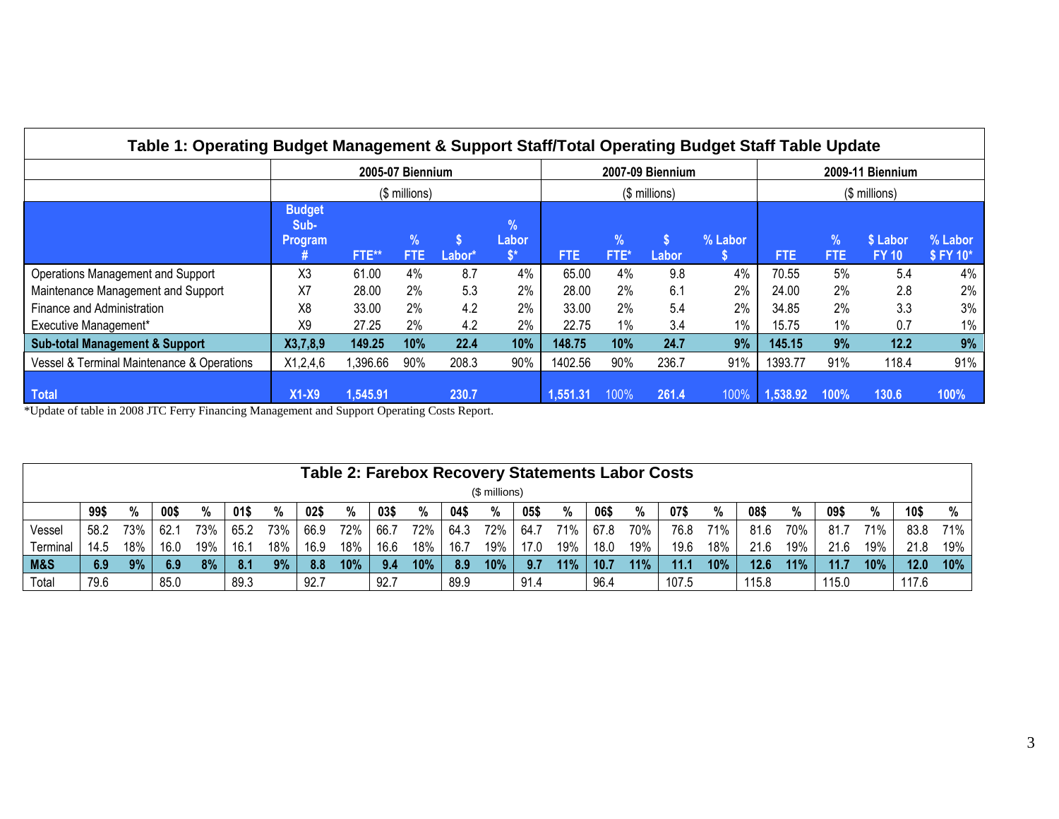| Table 1: Operating Budget Management & Support Staff/Total Operating Budget Staff Table Update | | | | | | | | | | | | | |
|---|---|---|---|---|---|---|---|---|---|---|---|---|---|
| | 2005-07 Biennium ($ millions) | | | | | 2007-09 Biennium ($ millions) | | | | 2009-11 Biennium ($ millions) | | | |
| | Budget Sub-Program # | FTE** | % FTE | $ Labor* | % Labor $* | FTE | % FTE* | $ Labor | % Labor $ | FTE | % FTE | $ Labor FY 10 | % Labor $ FY 10* |
| Operations Management and Support | X3 | 61.00 | 4% | 8.7 | 4% | 65.00 | 4% | 9.8 | 4% | 70.55 | 5% | 5.4 | 4% |
| Maintenance Management and Support | X7 | 28.00 | 2% | 5.3 | 2% | 28.00 | 2% | 6.1 | 2% | 24.00 | 2% | 2.8 | 2% |
| Finance and Administration | X8 | 33.00 | 2% | 4.2 | 2% | 33.00 | 2% | 5.4 | 2% | 34.85 | 2% | 3.3 | 3% |
| Executive Management* | X9 | 27.25 | 2% | 4.2 | 2% | 22.75 | 1% | 3.4 | 1% | 15.75 | 1% | 0.7 | 1% |
| **Sub-total Management & Support** | **X3,7,8,9** | **149.25** | **10%** | **22.4** | **10%** | **148.75** | **10%** | **24.7** | **9%** | **145.15** | **9%** | **12.2** | **9%** |
| Vessel & Terminal Maintenance & Operations | X1,2,4,6 | 1,396.66 | 90% | 208.3 | 90% | 1402.56 | 90% | 236.7 | 91% | 1393.77 | 91% | 118.4 | 91% |
| **Total** | **X1-X9** | **1,545.91** | | **230.7** | | **1,551.31** | 100% | **261.4** | 100% | **1,538.92** | **100%** | **130.6** | **100%** |

*Update of table in 2008 JTC Ferry Financing Management and Support Operating Costs Report.

| Table 2: Farebox Recovery Statements Labor Costs ($ millions) | | | | | | | | | | | | | | | | | | | | | | | |
|---|---|---|---|---|---|---|---|---|---|---|---|---|---|---|---|---|---|---|---|---|---|---|---|
| | 99$ | % | 00$ | % | 01$ | % | 02$ | % | 03$ | % | 04$ | % | 05$ | % | 06$ | % | 07$ | % | 08$ | % | 09$ | % | 10$ | % |
| Vessel | 58.2 | 73% | 62.1 | 73% | 65.2 | 73% | 66.9 | 72% | 66.7 | 72% | 64.3 | 72% | 64.7 | 71% | 67.8 | 70% | 76.8 | 71% | 81.6 | 70% | 81.7 | 71% | 83.8 | 71% |
| Terminal | 14.5 | 18% | 16.0 | 19% | 16.1 | 18% | 16.9 | 18% | 16.6 | 18% | 16.7 | 19% | 17.0 | 19% | 18.0 | 19% | 19.6 | 18% | 21.6 | 19% | 21.6 | 19% | 21.8 | 19% |
| **M&S** | **6.9** | **9%** | **6.9** | **8%** | **8.1** | **9%** | **8.8** | **10%** | **9.4** | **10%** | **8.9** | **10%** | **9.7** | **11%** | **10.7** | **11%** | **11.1** | **10%** | **12.6** | **11%** | **11.7** | **10%** | **12.0** | **10%** |
| Total | 79.6 | | 85.0 | | 89.3 | | 92.7 | | 92.7 | | 89.9 | | 91.4 | | 96.4 | | 107.5 | | 115.8 | | 115.0 | | 117.6 | |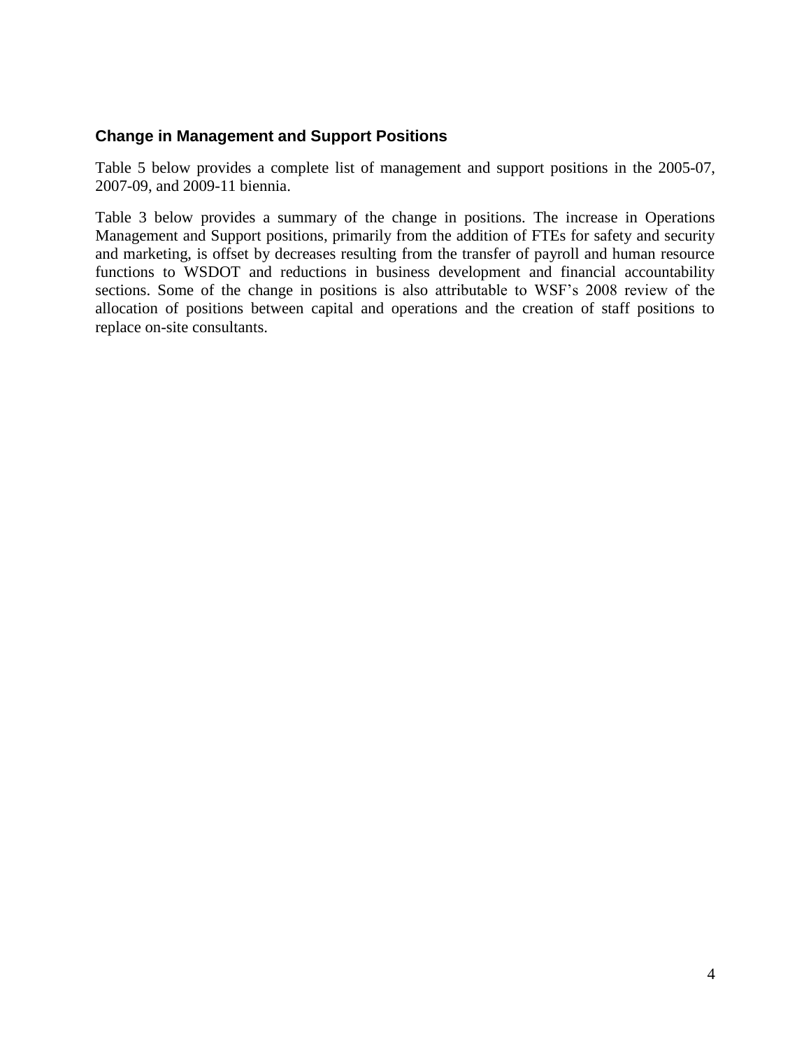## Change in Management and Support Positions

Table 5 below provides a complete list of management and support positions in the 2005-07, 2007-09, and 2009-11 biennia.

Table 3 below provides a summary of the change in positions. The increase in Operations Management and Support positions, primarily from the addition of FTEs for safety and security and marketing, is offset by decreases resulting from the transfer of payroll and human resource functions to WSDOT and reductions in business development and financial accountability sections. Some of the change in positions is also attributable to WSF's 2008 review of the allocation of positions between capital and operations and the creation of staff positions to replace on-site consultants.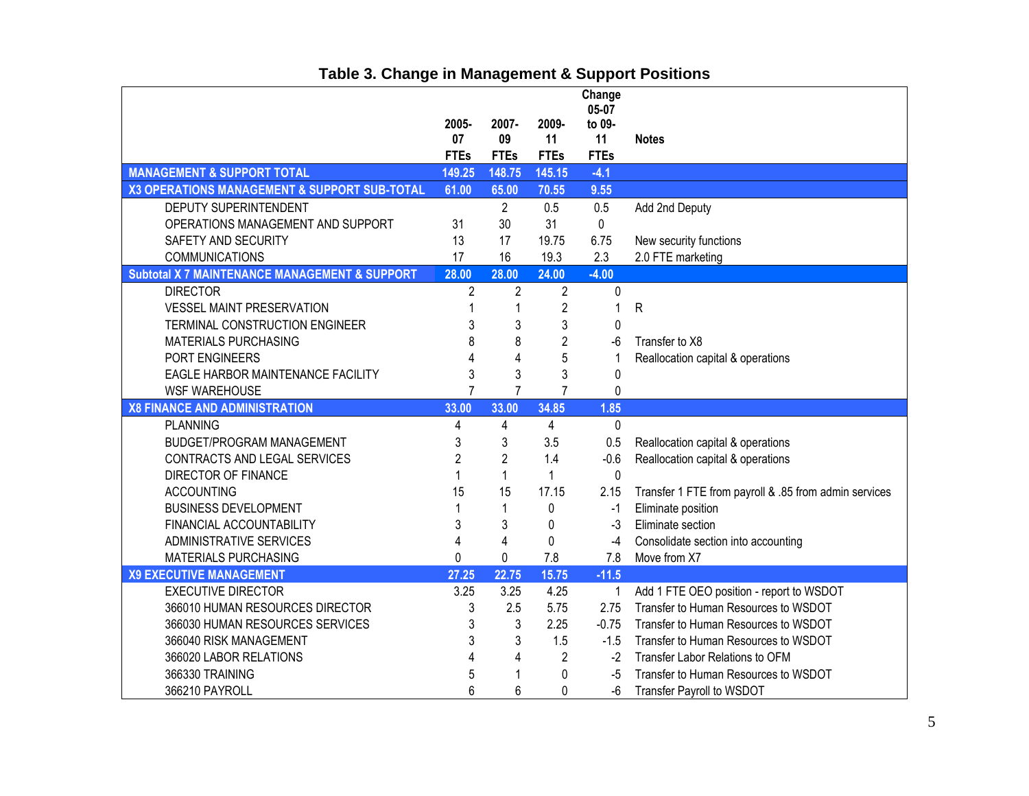## Table 3. Change in Management & Support Positions

| | 2005-07 FTEs | 2007-09 FTEs | 2009-11 FTEs | Change 05-07 to 09-11 FTEs | Notes |
|---|---|---|---|---|---|
| **MANAGEMENT & SUPPORT TOTAL** | **149.25** | **148.75** | **145.15** | **-4.1** | |
| **X3 OPERATIONS MANAGEMENT & SUPPORT SUB-TOTAL** | **61.00** | **65.00** | **70.55** | **9.55** | |
| DEPUTY SUPERINTENDENT | | 2 | 0.5 | 0.5 | Add 2nd Deputy |
| OPERATIONS MANAGEMENT AND SUPPORT | 31 | 30 | 31 | 0 | |
| SAFETY AND SECURITY | 13 | 17 | 19.75 | 6.75 | New security functions |
| COMMUNICATIONS | 17 | 16 | 19.3 | 2.3 | 2.0 FTE marketing |
| **Subtotal X 7 MAINTENANCE MANAGEMENT & SUPPORT** | **28.00** | **28.00** | **24.00** | **-4.00** | |
| DIRECTOR | 2 | 2 | 2 | 0 | |
| VESSEL MAINT PRESERVATION | 1 | 1 | 2 | 1 | R |
| TERMINAL CONSTRUCTION ENGINEER | 3 | 3 | 3 | 0 | |
| MATERIALS PURCHASING | 8 | 8 | 2 | -6 | Transfer to X8 |
| PORT ENGINEERS | 4 | 4 | 5 | 1 | Reallocation capital & operations |
| EAGLE HARBOR MAINTENANCE FACILITY | 3 | 3 | 3 | 0 | |
| WSF WAREHOUSE | 7 | 7 | 7 | 0 | |
| **X8 FINANCE AND ADMINISTRATION** | **33.00** | **33.00** | **34.85** | **1.85** | |
| PLANNING | 4 | 4 | 4 | 0 | |
| BUDGET/PROGRAM MANAGEMENT | 3 | 3 | 3.5 | 0.5 | Reallocation capital & operations |
| CONTRACTS AND LEGAL SERVICES | 2 | 2 | 1.4 | -0.6 | Reallocation capital & operations |
| DIRECTOR OF FINANCE | 1 | 1 | 1 | 0 | |
| ACCOUNTING | 15 | 15 | 17.15 | 2.15 | Transfer 1 FTE from payroll & .85 from admin services |
| BUSINESS DEVELOPMENT | 1 | 1 | 0 | -1 | Eliminate position |
| FINANCIAL ACCOUNTABILITY | 3 | 3 | 0 | -3 | Eliminate section |
| ADMINISTRATIVE SERVICES | 4 | 4 | 0 | -4 | Consolidate section into accounting |
| MATERIALS PURCHASING | 0 | 0 | 7.8 | 7.8 | Move from X7 |
| **X9 EXECUTIVE MANAGEMENT** | **27.25** | **22.75** | **15.75** | **-11.5** | |
| EXECUTIVE DIRECTOR | 3.25 | 3.25 | 4.25 | 1 | Add 1 FTE OEO position - report to WSDOT |
| 366010 HUMAN RESOURCES DIRECTOR | 3 | 2.5 | 5.75 | 2.75 | Transfer to Human Resources to WSDOT |
| 366030 HUMAN RESOURCES SERVICES | 3 | 3 | 2.25 | -0.75 | Transfer to Human Resources to WSDOT |
| 366040 RISK MANAGEMENT | 3 | 3 | 1.5 | -1.5 | Transfer to Human Resources to WSDOT |
| 366020 LABOR RELATIONS | 4 | 4 | 2 | -2 | Transfer Labor Relations to OFM |
| 366330 TRAINING | 5 | 1 | 0 | -5 | Transfer to Human Resources to WSDOT |
| 366210 PAYROLL | 6 | 6 | 0 | -6 | Transfer Payroll to WSDOT |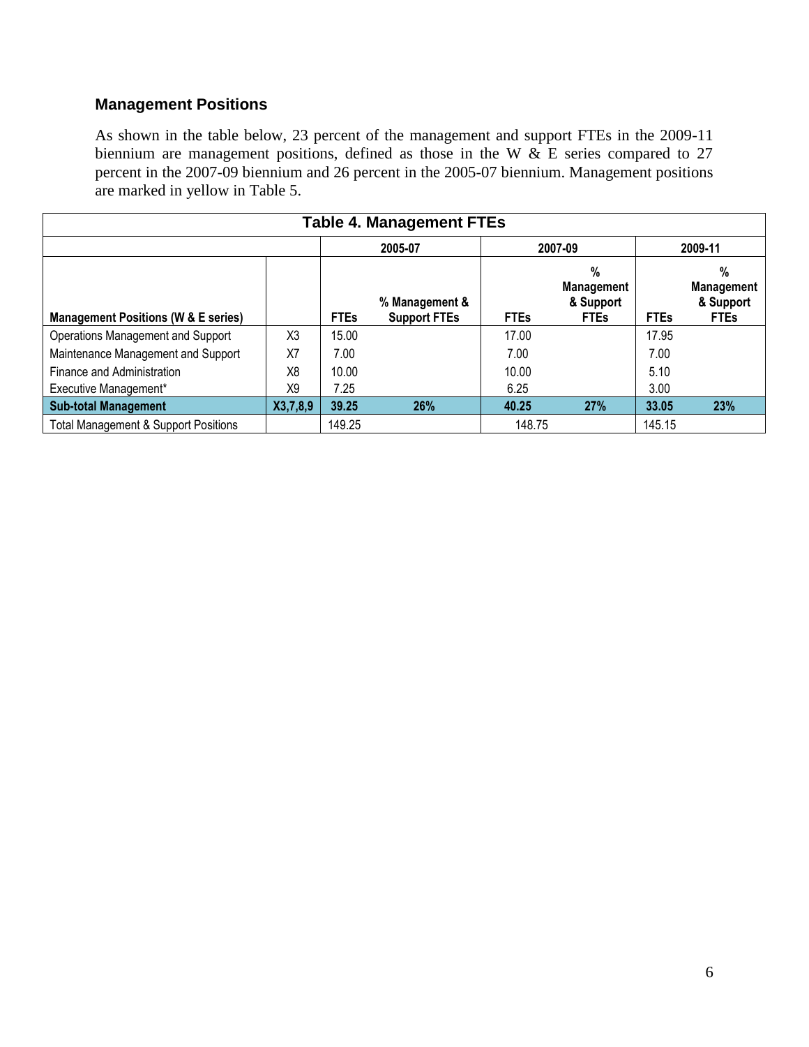### Management Positions

As shown in the table below, 23 percent of the management and support FTEs in the 2009-11 biennium are management positions, defined as those in the W & E series compared to 27 percent in the 2007-09 biennium and 26 percent in the 2005-07 biennium. Management positions are marked in yellow in Table 5.

**Table 4. Management FTEs**

| | | 2005-07 | | 2007-09 | | 2009-11 | |
|---|---|---|---|---|---|---|---|
| **Management Positions (W & E series)** | | **FTEs** | **% Management & Support FTEs** | **FTEs** | **% Management & Support FTEs** | **FTEs** | **% Management & Support FTEs** |
| Operations Management and Support | X3 | 15.00 | | 17.00 | | 17.95 | |
| Maintenance Management and Support | X7 | 7.00 | | 7.00 | | 7.00 | |
| Finance and Administration | X8 | 10.00 | | 10.00 | | 5.10 | |
| Executive Management* | X9 | 7.25 | | 6.25 | | 3.00 | |
| **Sub-total Management** | **X3,7,8,9** | **39.25** | **26%** | **40.25** | **27%** | **33.05** | **23%** |
| Total Management & Support Positions | | 149.25 | | 148.75 | | 145.15 | |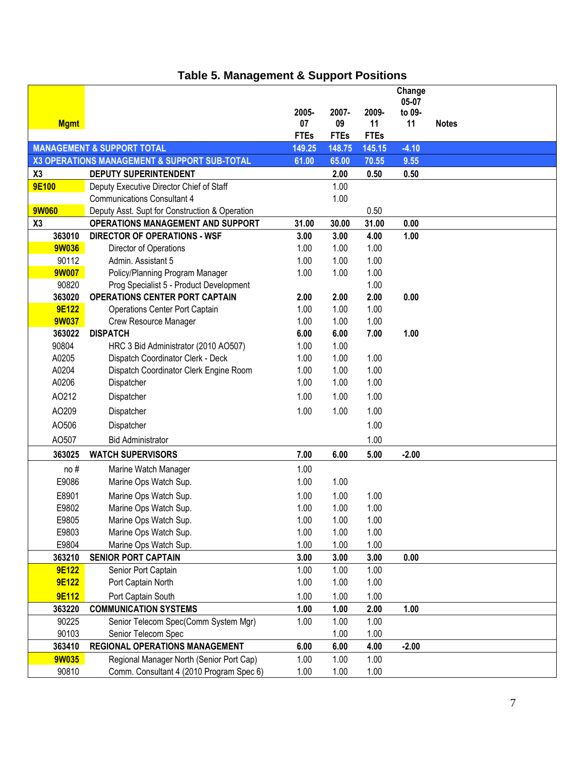# Table 5. Management & Support Positions

| Mgmt | | 2005-07 FTEs | 2007-09 FTEs | 2009-11 FTEs | Change 05-07 to 09-11 | Notes |
|---|---|---|---|---|---|---|
| **MANAGEMENT & SUPPORT TOTAL** | | **149.25** | **148.75** | **145.15** | **-4.10** | |
| **X3 OPERATIONS MANAGEMENT & SUPPORT SUB-TOTAL** | | **61.00** | **65.00** | **70.55** | **9.55** | |
| **X3** | **DEPUTY SUPERINTENDENT** | | **2.00** | **0.50** | **0.50** | |
| 9E100 | Deputy Executive Director Chief of Staff | | 1.00 | | | |
| | Communications Consultant 4 | | 1.00 | | | |
| 9W060 | Deputy Asst. Supt for Construction & Operation | | | 0.50 | | |
| **X3** | **OPERATIONS MANAGEMENT AND SUPPORT** | **31.00** | **30.00** | **31.00** | **0.00** | |
| **363010** | **DIRECTOR OF OPERATIONS - WSF** | **3.00** | **3.00** | **4.00** | **1.00** | |
| 9W036 | Director of Operations | 1.00 | 1.00 | 1.00 | | |
| 90112 | Admin. Assistant 5 | 1.00 | 1.00 | 1.00 | | |
| 9W007 | Policy/Planning Program Manager | 1.00 | 1.00 | 1.00 | | |
| 90820 | Prog Specialist 5 - Product Development | | | 1.00 | | |
| **363020** | **OPERATIONS CENTER PORT CAPTAIN** | **2.00** | **2.00** | **2.00** | **0.00** | |
| 9E122 | Operations Center Port Captain | 1.00 | 1.00 | 1.00 | | |
| 9W037 | Crew Resource Manager | 1.00 | 1.00 | 1.00 | | |
| **363022** | **DISPATCH** | **6.00** | **6.00** | **7.00** | **1.00** | |
| 90804 | HRC 3 Bid Administrator (2010 AO507) | 1.00 | 1.00 | | | |
| A0205 | Dispatch Coordinator Clerk - Deck | 1.00 | 1.00 | 1.00 | | |
| A0204 | Dispatch Coordinator Clerk Engine Room | 1.00 | 1.00 | 1.00 | | |
| A0206 | Dispatcher | 1.00 | 1.00 | 1.00 | | |
| AO212 | Dispatcher | 1.00 | 1.00 | 1.00 | | |
| AO209 | Dispatcher | 1.00 | 1.00 | 1.00 | | |
| AO506 | Dispatcher | | | 1.00 | | |
| AO507 | Bid Administrator | | | 1.00 | | |
| **363025** | **WATCH SUPERVISORS** | **7.00** | **6.00** | **5.00** | **-2.00** | |
| no # | Marine Watch Manager | 1.00 | | | | |
| E9086 | Marine Ops Watch Sup. | 1.00 | 1.00 | | | |
| E8901 | Marine Ops Watch Sup. | 1.00 | 1.00 | 1.00 | | |
| E9802 | Marine Ops Watch Sup. | 1.00 | 1.00 | 1.00 | | |
| E9805 | Marine Ops Watch Sup. | 1.00 | 1.00 | 1.00 | | |
| E9803 | Marine Ops Watch Sup. | 1.00 | 1.00 | 1.00 | | |
| E9804 | Marine Ops Watch Sup. | 1.00 | 1.00 | 1.00 | | |
| **363210** | **SENIOR PORT CAPTAIN** | **3.00** | **3.00** | **3.00** | **0.00** | |
| 9E122 | Senior Port Captain | 1.00 | 1.00 | 1.00 | | |
| 9E122 | Port Captain North | 1.00 | 1.00 | 1.00 | | |
| 9E112 | Port Captain South | 1.00 | 1.00 | 1.00 | | |
| **363220** | **COMMUNICATION SYSTEMS** | **1.00** | **1.00** | **2.00** | **1.00** | |
| 90225 | Senior Telecom Spec(Comm System Mgr) | 1.00 | 1.00 | 1.00 | | |
| 90103 | Senior Telecom Spec | | 1.00 | 1.00 | | |
| **363410** | **REGIONAL OPERATIONS MANAGEMENT** | **6.00** | **6.00** | **4.00** | **-2.00** | |
| 9W035 | Regional Manager North (Senior Port Cap) | 1.00 | 1.00 | 1.00 | | |
| 90810 | Comm. Consultant 4 (2010 Program Spec 6) | 1.00 | 1.00 | 1.00 | | |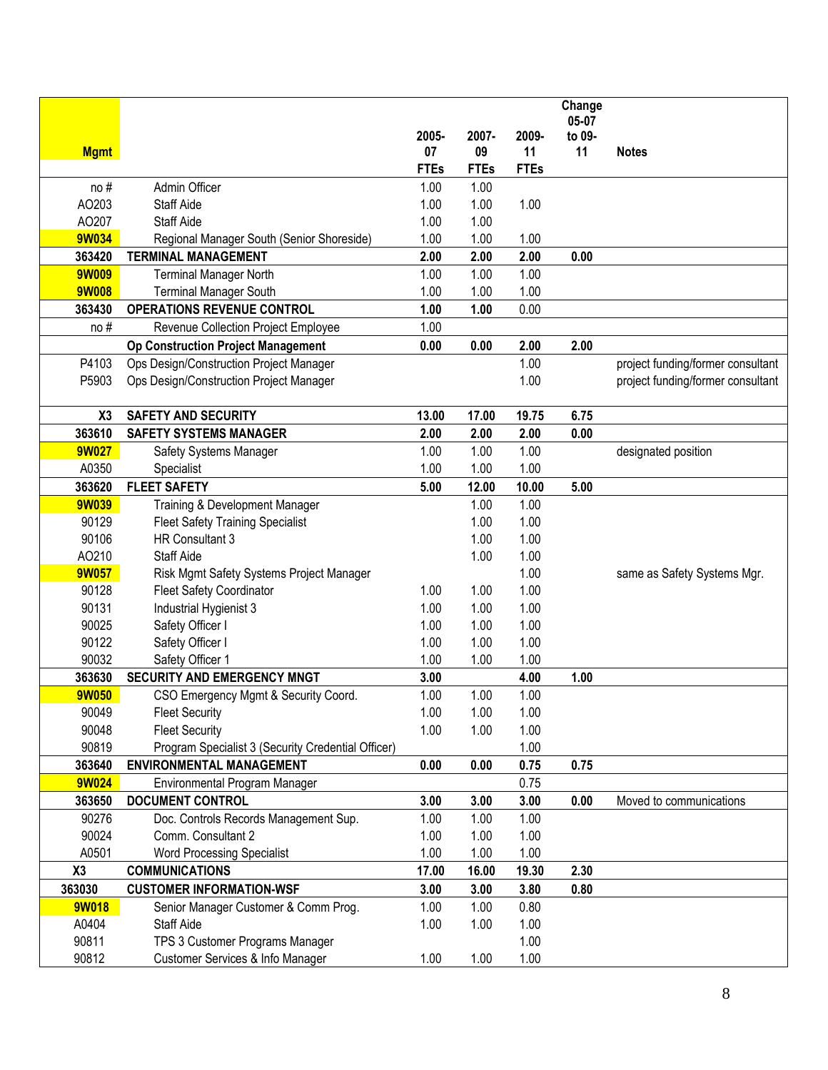| Mgmt | | 2005-07 FTEs | 2007-09 FTEs | 2009-11 FTEs | Change 05-07 to 09-11 | Notes |
|---|---|---|---|---|---|---|
| no # | Admin Officer | 1.00 | 1.00 | | | |
| AO203 | Staff Aide | 1.00 | 1.00 | 1.00 | | |
| AO207 | Staff Aide | 1.00 | 1.00 | | | |
| 9W034 | Regional Manager South (Senior Shoreside) | 1.00 | 1.00 | 1.00 | | |
| **363420** | **TERMINAL MANAGEMENT** | **2.00** | **2.00** | **2.00** | **0.00** | |
| 9W009 | Terminal Manager North | 1.00 | 1.00 | 1.00 | | |
| 9W008 | Terminal Manager South | 1.00 | 1.00 | 1.00 | | |
| **363430** | **OPERATIONS REVENUE CONTROL** | **1.00** | **1.00** | 0.00 | | |
| no # | Revenue Collection Project Employee | 1.00 | | | | |
| | **Op Construction Project Management** | **0.00** | **0.00** | **2.00** | **2.00** | |
| P4103 | Ops Design/Construction Project Manager | | | 1.00 | | project funding/former consultant |
| P5903 | Ops Design/Construction Project Manager | | | 1.00 | | project funding/former consultant |
| **X3** | **SAFETY AND SECURITY** | **13.00** | **17.00** | **19.75** | **6.75** | |
| **363610** | **SAFETY SYSTEMS MANAGER** | **2.00** | **2.00** | **2.00** | **0.00** | |
| 9W027 | Safety Systems Manager | 1.00 | 1.00 | 1.00 | | designated position |
| A0350 | Specialist | 1.00 | 1.00 | 1.00 | | |
| **363620** | **FLEET SAFETY** | **5.00** | **12.00** | **10.00** | **5.00** | |
| 9W039 | Training & Development Manager | | 1.00 | 1.00 | | |
| 90129 | Fleet Safety Training Specialist | | 1.00 | 1.00 | | |
| 90106 | HR Consultant 3 | | 1.00 | 1.00 | | |
| AO210 | Staff Aide | | 1.00 | 1.00 | | |
| 9W057 | Risk Mgmt Safety Systems Project Manager | | | 1.00 | | same as Safety Systems Mgr. |
| 90128 | Fleet Safety Coordinator | 1.00 | 1.00 | 1.00 | | |
| 90131 | Industrial Hygienist 3 | 1.00 | 1.00 | 1.00 | | |
| 90025 | Safety Officer I | 1.00 | 1.00 | 1.00 | | |
| 90122 | Safety Officer I | 1.00 | 1.00 | 1.00 | | |
| 90032 | Safety Officer 1 | 1.00 | 1.00 | 1.00 | | |
| **363630** | **SECURITY AND EMERGENCY MNGT** | **3.00** | | **4.00** | **1.00** | |
| 9W050 | CSO Emergency Mgmt & Security Coord. | 1.00 | 1.00 | 1.00 | | |
| 90049 | Fleet Security | 1.00 | 1.00 | 1.00 | | |
| 90048 | Fleet Security | 1.00 | 1.00 | 1.00 | | |
| 90819 | Program Specialist 3 (Security Credential Officer) | | | 1.00 | | |
| **363640** | **ENVIRONMENTAL MANAGEMENT** | **0.00** | **0.00** | **0.75** | **0.75** | |
| 9W024 | Environmental Program Manager | | | 0.75 | | |
| **363650** | **DOCUMENT CONTROL** | **3.00** | **3.00** | **3.00** | **0.00** | Moved to communications |
| 90276 | Doc. Controls Records Management Sup. | 1.00 | 1.00 | 1.00 | | |
| 90024 | Comm. Consultant 2 | 1.00 | 1.00 | 1.00 | | |
| A0501 | Word Processing Specialist | 1.00 | 1.00 | 1.00 | | |
| **X3** | **COMMUNICATIONS** | **17.00** | **16.00** | **19.30** | **2.30** | |
| **363030** | **CUSTOMER INFORMATION-WSF** | **3.00** | **3.00** | **3.80** | **0.80** | |
| 9W018 | Senior Manager Customer & Comm Prog. | 1.00 | 1.00 | 0.80 | | |
| A0404 | Staff Aide | 1.00 | 1.00 | 1.00 | | |
| 90811 | TPS 3 Customer Programs Manager | | | 1.00 | | |
| 90812 | Customer Services & Info Manager | 1.00 | 1.00 | 1.00 | | |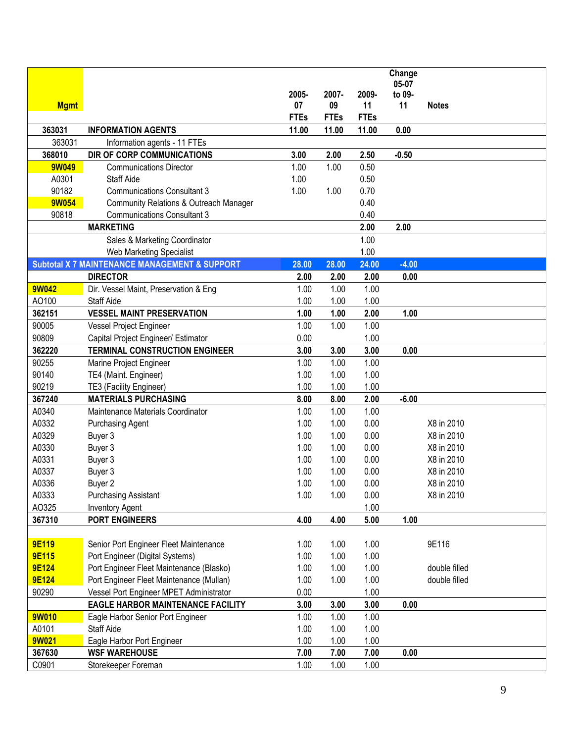| Mgmt | | 2005-07 FTEs | 2007-09 FTEs | 2009-11 FTEs | Change 05-07 to 09-11 | Notes |
|---|---|---|---|---|---|---|
| **363031** | **INFORMATION AGENTS** | **11.00** | **11.00** | **11.00** | **0.00** | |
| 363031 | Information agents - 11 FTEs | | | | | |
| **368010** | **DIR OF CORP COMMUNICATIONS** | **3.00** | **2.00** | **2.50** | **-0.50** | |
| **9W049** | Communications Director | 1.00 | 1.00 | 0.50 | | |
| A0301 | Staff Aide | 1.00 | | 0.50 | | |
| 90182 | Communications Consultant 3 | 1.00 | 1.00 | 0.70 | | |
| **9W054** | Community Relations & Outreach Manager | | | 0.40 | | |
| 90818 | Communications Consultant 3 | | | 0.40 | | |
| | **MARKETING** | | | **2.00** | **2.00** | |
| | Sales & Marketing Coordinator | | | 1.00 | | |
| | Web Marketing Specialist | | | 1.00 | | |
| **Subtotal X 7 MAINTENANCE MANAGEMENT & SUPPORT** | | **28.00** | **28.00** | **24.00** | **-4.00** | |
| | **DIRECTOR** | **2.00** | **2.00** | **2.00** | **0.00** | |
| **9W042** | Dir. Vessel Maint, Preservation & Eng | 1.00 | 1.00 | 1.00 | | |
| AO100 | Staff Aide | 1.00 | 1.00 | 1.00 | | |
| **362151** | **VESSEL MAINT PRESERVATION** | **1.00** | **1.00** | **2.00** | **1.00** | |
| 90005 | Vessel Project Engineer | 1.00 | 1.00 | 1.00 | | |
| 90809 | Capital Project Engineer/ Estimator | 0.00 | | 1.00 | | |
| **362220** | **TERMINAL CONSTRUCTION ENGINEER** | **3.00** | **3.00** | **3.00** | **0.00** | |
| 90255 | Marine Project Engineer | 1.00 | 1.00 | 1.00 | | |
| 90140 | TE4 (Maint. Engineer) | 1.00 | 1.00 | 1.00 | | |
| 90219 | TE3 (Facility Engineer) | 1.00 | 1.00 | 1.00 | | |
| **367240** | **MATERIALS PURCHASING** | **8.00** | **8.00** | **2.00** | **-6.00** | |
| A0340 | Maintenance Materials Coordinator | 1.00 | 1.00 | 1.00 | | |
| A0332 | Purchasing Agent | 1.00 | 1.00 | 0.00 | | X8 in 2010 |
| A0329 | Buyer 3 | 1.00 | 1.00 | 0.00 | | X8 in 2010 |
| A0330 | Buyer 3 | 1.00 | 1.00 | 0.00 | | X8 in 2010 |
| A0331 | Buyer 3 | 1.00 | 1.00 | 0.00 | | X8 in 2010 |
| A0337 | Buyer 3 | 1.00 | 1.00 | 0.00 | | X8 in 2010 |
| A0336 | Buyer 2 | 1.00 | 1.00 | 0.00 | | X8 in 2010 |
| A0333 | Purchasing Assistant | 1.00 | 1.00 | 0.00 | | X8 in 2010 |
| AO325 | Inventory Agent | | | 1.00 | | |
| **367310** | **PORT ENGINEERS** | **4.00** | **4.00** | **5.00** | **1.00** | |
| **9E119** | Senior Port Engineer Fleet Maintenance | 1.00 | 1.00 | 1.00 | | 9E116 |
| **9E115** | Port Engineer (Digital Systems) | 1.00 | 1.00 | 1.00 | | |
| **9E124** | Port Engineer Fleet Maintenance (Blasko) | 1.00 | 1.00 | 1.00 | | double filled |
| **9E124** | Port Engineer Fleet Maintenance (Mullan) | 1.00 | 1.00 | 1.00 | | double filled |
| 90290 | Vessel Port Engineer MPET Administrator | 0.00 | | 1.00 | | |
| | **EAGLE HARBOR MAINTENANCE FACILITY** | **3.00** | **3.00** | **3.00** | **0.00** | |
| **9W010** | Eagle Harbor Senior Port Engineer | 1.00 | 1.00 | 1.00 | | |
| A0101 | Staff Aide | 1.00 | 1.00 | 1.00 | | |
| **9W021** | Eagle Harbor Port Engineer | 1.00 | 1.00 | 1.00 | | |
| **367630** | **WSF WAREHOUSE** | **7.00** | **7.00** | **7.00** | **0.00** | |
| C0901 | Storekeeper Foreman | 1.00 | 1.00 | 1.00 | | |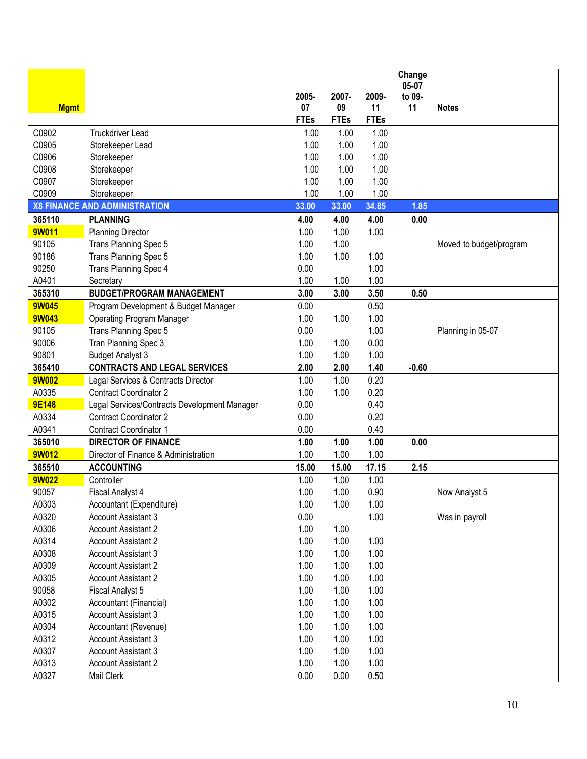| Mgmt | | 2005-07 FTEs | 2007-09 FTEs | 2009-11 FTEs | Change 05-07 to 09-11 | Notes |
|---|---|---|---|---|---|---|
| C0902 | Truckdriver Lead | 1.00 | 1.00 | 1.00 | | |
| C0905 | Storekeeper Lead | 1.00 | 1.00 | 1.00 | | |
| C0906 | Storekeeper | 1.00 | 1.00 | 1.00 | | |
| C0908 | Storekeeper | 1.00 | 1.00 | 1.00 | | |
| C0907 | Storekeeper | 1.00 | 1.00 | 1.00 | | |
| C0909 | Storekeeper | 1.00 | 1.00 | 1.00 | | |
| **X8 FINANCE AND ADMINISTRATION** | | **33.00** | **33.00** | **34.85** | **1.85** | |
| **365110** | **PLANNING** | **4.00** | **4.00** | **4.00** | **0.00** | |
| **9W011** | Planning Director | 1.00 | 1.00 | 1.00 | | |
| 90105 | Trans Planning Spec 5 | 1.00 | 1.00 | | | Moved to budget/program |
| 90186 | Trans Planning Spec 5 | 1.00 | 1.00 | 1.00 | | |
| 90250 | Trans Planning Spec 4 | 0.00 | | 1.00 | | |
| A0401 | Secretary | 1.00 | 1.00 | 1.00 | | |
| **365310** | **BUDGET/PROGRAM MANAGEMENT** | **3.00** | **3.00** | **3.50** | **0.50** | |
| **9W045** | Program Development & Budget Manager | 0.00 | | 0.50 | | |
| **9W043** | Operating Program Manager | 1.00 | 1.00 | 1.00 | | |
| 90105 | Trans Planning Spec 5 | 0.00 | | 1.00 | | Planning in 05-07 |
| 90006 | Tran Planning Spec 3 | 1.00 | 1.00 | 0.00 | | |
| 90801 | Budget Analyst 3 | 1.00 | 1.00 | 1.00 | | |
| **365410** | **CONTRACTS AND LEGAL SERVICES** | **2.00** | **2.00** | **1.40** | **-0.60** | |
| **9W002** | Legal Services & Contracts Director | 1.00 | 1.00 | 0.20 | | |
| A0335 | Contract Coordinator 2 | 1.00 | 1.00 | 0.20 | | |
| **9E148** | Legal Services/Contracts Development Manager | 0.00 | | 0.40 | | |
| A0334 | Contract Coordinator 2 | 0.00 | | 0.20 | | |
| A0341 | Contract Coordinator 1 | 0.00 | | 0.40 | | |
| **365010** | **DIRECTOR OF FINANCE** | **1.00** | **1.00** | **1.00** | **0.00** | |
| **9W012** | Director of Finance & Administration | 1.00 | 1.00 | 1.00 | | |
| **365510** | **ACCOUNTING** | **15.00** | **15.00** | **17.15** | **2.15** | |
| **9W022** | Controller | 1.00 | 1.00 | 1.00 | | |
| 90057 | Fiscal Analyst 4 | 1.00 | 1.00 | 0.90 | | Now Analyst 5 |
| A0303 | Accountant (Expenditure) | 1.00 | 1.00 | 1.00 | | |
| A0320 | Account Assistant 3 | 0.00 | | 1.00 | | Was in payroll |
| A0306 | Account Assistant 2 | 1.00 | 1.00 | | | |
| A0314 | Account Assistant 2 | 1.00 | 1.00 | 1.00 | | |
| A0308 | Account Assistant 3 | 1.00 | 1.00 | 1.00 | | |
| A0309 | Account Assistant 2 | 1.00 | 1.00 | 1.00 | | |
| A0305 | Account Assistant 2 | 1.00 | 1.00 | 1.00 | | |
| 90058 | Fiscal Analyst 5 | 1.00 | 1.00 | 1.00 | | |
| A0302 | Accountant (Financial) | 1.00 | 1.00 | 1.00 | | |
| A0315 | Account Assistant 3 | 1.00 | 1.00 | 1.00 | | |
| A0304 | Accountant (Revenue) | 1.00 | 1.00 | 1.00 | | |
| A0312 | Account Assistant 3 | 1.00 | 1.00 | 1.00 | | |
| A0307 | Account Assistant 3 | 1.00 | 1.00 | 1.00 | | |
| A0313 | Account Assistant 2 | 1.00 | 1.00 | 1.00 | | |
| A0327 | Mail Clerk | 0.00 | 0.00 | 0.50 | | |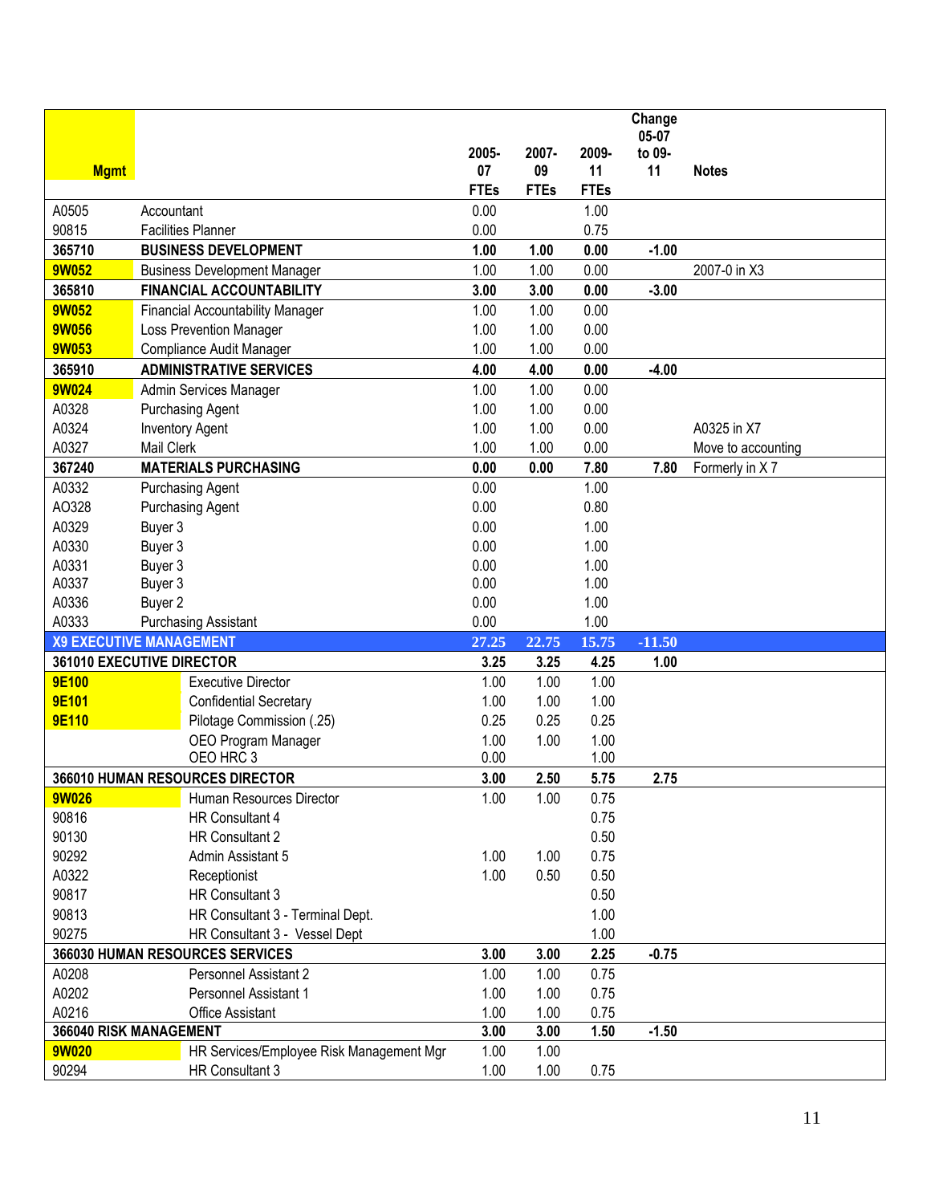| Mgmt | | 2005-07 FTEs | 2007-09 FTEs | 2009-11 FTEs | Change 05-07 to 09-11 | Notes |
|---|---|---|---|---|---|---|
| A0505 | Accountant | 0.00 | | 1.00 | | |
| 90815 | Facilities Planner | 0.00 | | 0.75 | | |
| **365710** | **BUSINESS DEVELOPMENT** | **1.00** | **1.00** | **0.00** | **-1.00** | |
| 9W052 | Business Development Manager | 1.00 | 1.00 | 0.00 | | 2007-0 in X3 |
| **365810** | **FINANCIAL ACCOUNTABILITY** | **3.00** | **3.00** | **0.00** | **-3.00** | |
| 9W052 | Financial Accountability Manager | 1.00 | 1.00 | 0.00 | | |
| 9W056 | Loss Prevention Manager | 1.00 | 1.00 | 0.00 | | |
| 9W053 | Compliance Audit Manager | 1.00 | 1.00 | 0.00 | | |
| **365910** | **ADMINISTRATIVE SERVICES** | **4.00** | **4.00** | **0.00** | **-4.00** | |
| 9W024 | Admin Services Manager | 1.00 | 1.00 | 0.00 | | |
| A0328 | Purchasing Agent | 1.00 | 1.00 | 0.00 | | |
| A0324 | Inventory Agent | 1.00 | 1.00 | 0.00 | | A0325 in X7 |
| A0327 | Mail Clerk | 1.00 | 1.00 | 0.00 | | Move to accounting |
| **367240** | **MATERIALS PURCHASING** | **0.00** | **0.00** | **7.80** | **7.80** | Formerly in X 7 |
| A0332 | Purchasing Agent | 0.00 | | 1.00 | | |
| AO328 | Purchasing Agent | 0.00 | | 0.80 | | |
| A0329 | Buyer 3 | 0.00 | | 1.00 | | |
| A0330 | Buyer 3 | 0.00 | | 1.00 | | |
| A0331 | Buyer 3 | 0.00 | | 1.00 | | |
| A0337 | Buyer 3 | 0.00 | | 1.00 | | |
| A0336 | Buyer 2 | 0.00 | | 1.00 | | |
| A0333 | Purchasing Assistant | 0.00 | | 1.00 | | |
| **X9 EXECUTIVE MANAGEMENT** | | **27.25** | **22.75** | **15.75** | **-11.50** | |
| **361010 EXECUTIVE DIRECTOR** | | **3.25** | **3.25** | **4.25** | **1.00** | |
| 9E100 | Executive Director | 1.00 | 1.00 | 1.00 | | |
| 9E101 | Confidential Secretary | 1.00 | 1.00 | 1.00 | | |
| 9E110 | Pilotage Commission (.25) | 0.25 | 0.25 | 0.25 | | |
| | OEO Program Manager | 1.00 | 1.00 | 1.00 | | |
| | OEO HRC 3 | 0.00 | | 1.00 | | |
| **366010 HUMAN RESOURCES DIRECTOR** | | **3.00** | **2.50** | **5.75** | **2.75** | |
| 9W026 | Human Resources Director | 1.00 | 1.00 | 0.75 | | |
| 90816 | HR Consultant 4 | | | 0.75 | | |
| 90130 | HR Consultant 2 | | | 0.50 | | |
| 90292 | Admin Assistant 5 | 1.00 | 1.00 | 0.75 | | |
| A0322 | Receptionist | 1.00 | 0.50 | 0.50 | | |
| 90817 | HR Consultant 3 | | | 0.50 | | |
| 90813 | HR Consultant 3 - Terminal Dept. | | | 1.00 | | |
| 90275 | HR Consultant 3 - Vessel Dept | | | 1.00 | | |
| **366030 HUMAN RESOURCES SERVICES** | | **3.00** | **3.00** | **2.25** | **-0.75** | |
| A0208 | Personnel Assistant 2 | 1.00 | 1.00 | 0.75 | | |
| A0202 | Personnel Assistant 1 | 1.00 | 1.00 | 0.75 | | |
| A0216 | Office Assistant | 1.00 | 1.00 | 0.75 | | |
| **366040 RISK MANAGEMENT** | | **3.00** | **3.00** | **1.50** | **-1.50** | |
| 9W020 | HR Services/Employee Risk Management Mgr | 1.00 | 1.00 | | | |
| 90294 | HR Consultant 3 | 1.00 | 1.00 | 0.75 | | |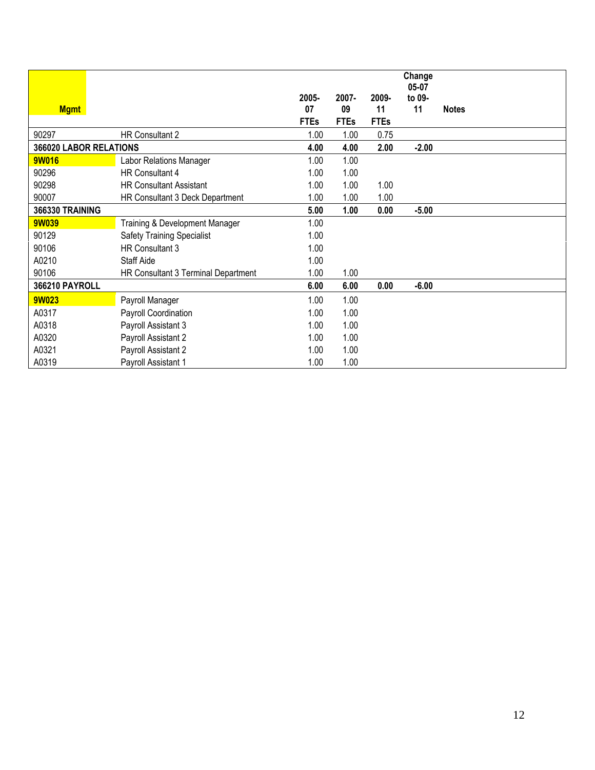| Mgmt | | 2005-07 FTEs | 2007-09 FTEs | 2009-11 FTEs | Change 05-07 to 09-11 | Notes |
|---|---|---|---|---|---|---|
| 90297 | HR Consultant 2 | 1.00 | 1.00 | 0.75 | | |
| **366020 LABOR RELATIONS** | | **4.00** | **4.00** | **2.00** | **-2.00** | |
| **9W016** | Labor Relations Manager | 1.00 | 1.00 | | | |
| 90296 | HR Consultant 4 | 1.00 | 1.00 | | | |
| 90298 | HR Consultant Assistant | 1.00 | 1.00 | 1.00 | | |
| 90007 | HR Consultant 3 Deck Department | 1.00 | 1.00 | 1.00 | | |
| **366330 TRAINING** | | **5.00** | **1.00** | **0.00** | **-5.00** | |
| **9W039** | Training & Development Manager | 1.00 | | | | |
| 90129 | Safety Training Specialist | 1.00 | | | | |
| 90106 | HR Consultant 3 | 1.00 | | | | |
| A0210 | Staff Aide | 1.00 | | | | |
| 90106 | HR Consultant 3 Terminal Department | 1.00 | 1.00 | | | |
| **366210 PAYROLL** | | **6.00** | **6.00** | **0.00** | **-6.00** | |
| **9W023** | Payroll Manager | 1.00 | 1.00 | | | |
| A0317 | Payroll Coordination | 1.00 | 1.00 | | | |
| A0318 | Payroll Assistant 3 | 1.00 | 1.00 | | | |
| A0320 | Payroll Assistant 2 | 1.00 | 1.00 | | | |
| A0321 | Payroll Assistant 2 | 1.00 | 1.00 | | | |
| A0319 | Payroll Assistant 1 | 1.00 | 1.00 | | | |